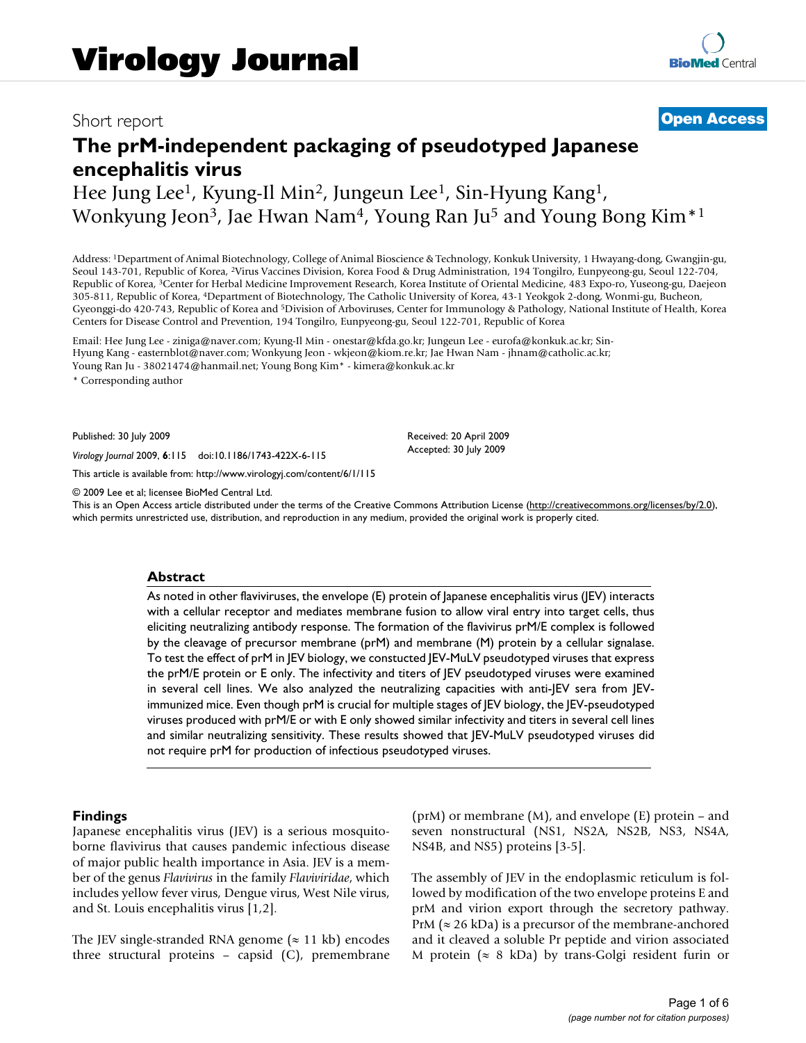Short report

**Open Access**

# The prM-independent packaging of pseudotyped Japanese encephalitis virus

Hee Jung Lee[1], Kyung-Il Min[2], Jungeun Lee[1], Sin-Hyung Kang[1], Wonkyung Jeon[3], Jae Hwan Nam[4], Young Ran Ju[5] and Young Bong Kim*[1]

Address: [1]Department of Animal Biotechnology, College of Animal Bioscience & Technology, Konkuk University, 1 Hwayang-dong, Gwangjin-gu, Seoul 143-701, Republic of Korea, [2]Virus Vaccines Division, Korea Food & Drug Administration, 194 Tongilro, Eunpyeong-gu, Seoul 122-704, Republic of Korea, [3]Center for Herbal Medicine Improvement Research, Korea Institute of Oriental Medicine, 483 Expo-ro, Yuseong-gu, Daejeon 305-811, Republic of Korea, [4]Department of Biotechnology, The Catholic University of Korea, 43-1 Yeokgok 2-dong, Wonmi-gu, Bucheon, Gyeonggi-do 420-743, Republic of Korea and [5]Division of Arboviruses, Center for Immunology & Pathology, National Institute of Health, Korea Centers for Disease Control and Prevention, 194 Tongilro, Eunpyeong-gu, Seoul 122-701, Republic of Korea

Email: Hee Jung Lee - ziniga@naver.com; Kyung-Il Min - onestar@kfda.go.kr; Jungeun Lee - eurofa@konkuk.ac.kr; Sin-Hyung Kang - easternblot@naver.com; Wonkyung Jeon - wkjeon@kiom.re.kr; Jae Hwan Nam - jhnam@catholic.ac.kr; Young Ran Ju - 38021474@hanmail.net; Young Bong Kim* - kimera@konkuk.ac.kr

* Corresponding author

Published: 30 July 2009

*Virology Journal* 2009, **6**:115 doi:10.1186/1743-422X-6-115

Received: 20 April 2009

Accepted: 30 July 2009

This article is available from: http://www.virologyj.com/content/6/1/115

© 2009 Lee et al; licensee BioMed Central Ltd.

This is an Open Access article distributed under the terms of the Creative Commons Attribution License (http://creativecommons.org/licenses/by/2.0), which permits unrestricted use, distribution, and reproduction in any medium, provided the original work is properly cited.

## Abstract

As noted in other flaviviruses, the envelope (E) protein of Japanese encephalitis virus (JEV) interacts with a cellular receptor and mediates membrane fusion to allow viral entry into target cells, thus eliciting neutralizing antibody response. The formation of the flavivirus prM/E complex is followed by the cleavage of precursor membrane (prM) and membrane (M) protein by a cellular signalase. To test the effect of prM in JEV biology, we constucted JEV-MuLV pseudotyped viruses that express the prM/E protein or E only. The infectivity and titers of JEV pseudotyped viruses were examined in several cell lines. We also analyzed the neutralizing capacities with anti-JEV sera from JEV-immunized mice. Even though prM is crucial for multiple stages of JEV biology, the JEV-pseudotyped viruses produced with prM/E or with E only showed similar infectivity and titers in several cell lines and similar neutralizing sensitivity. These results showed that JEV-MuLV pseudotyped viruses did not require prM for production of infectious pseudotyped viruses.

## Findings

Japanese encephalitis virus (JEV) is a serious mosquito-borne flavivirus that causes pandemic infectious disease of major public health importance in Asia. JEV is a member of the genus *Flavivirus* in the family *Flaviviridae*, which includes yellow fever virus, Dengue virus, West Nile virus, and St. Louis encephalitis virus [1,2].

The JEV single-stranded RNA genome (≈ 11 kb) encodes three structural proteins – capsid (C), premembrane (prM) or membrane (M), and envelope (E) protein – and seven nonstructural (NS1, NS2A, NS2B, NS3, NS4A, NS4B, and NS5) proteins [3-5].

The assembly of JEV in the endoplasmic reticulum is followed by modification of the two envelope proteins E and prM and virion export through the secretory pathway. PrM (≈ 26 kDa) is a precursor of the membrane-anchored and it cleaved a soluble Pr peptide and virion associated M protein (≈ 8 kDa) by trans-Golgi resident furin or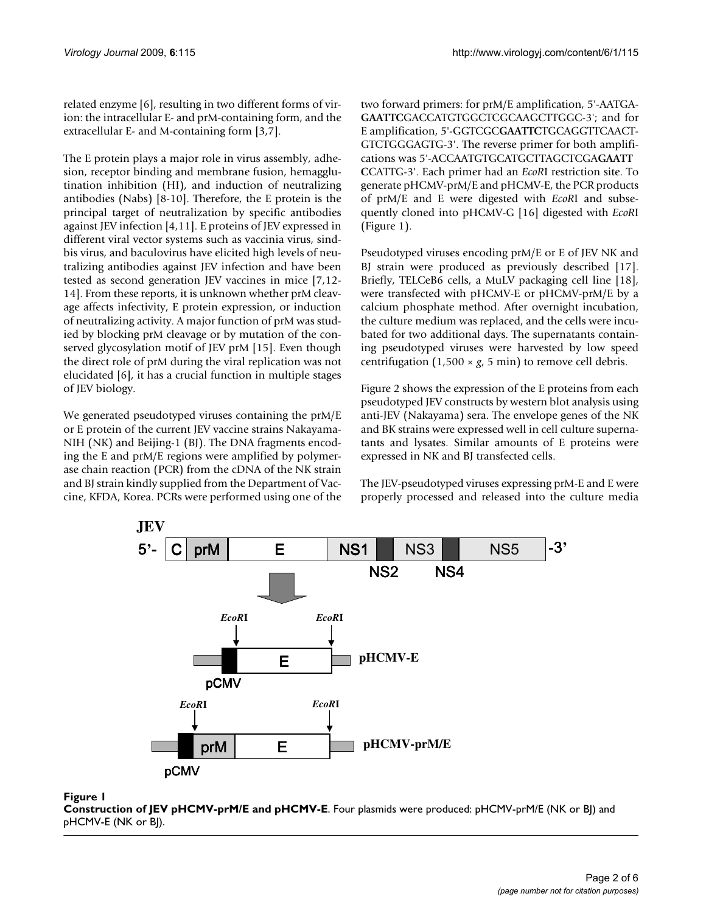related enzyme [6], resulting in two different forms of virion: the intracellular E- and prM-containing form, and the extracellular E- and M-containing form [3,7].

The E protein plays a major role in virus assembly, adhesion, receptor binding and membrane fusion, hemagglutination inhibition (HI), and induction of neutralizing antibodies (Nabs) [8-10]. Therefore, the E protein is the principal target of neutralization by specific antibodies against JEV infection [4,11]. E proteins of JEV expressed in different viral vector systems such as vaccinia virus, sindbis virus, and baculovirus have elicited high levels of neutralizing antibodies against JEV infection and have been tested as second generation JEV vaccines in mice [7,12-14]. From these reports, it is unknown whether prM cleavage affects infectivity, E protein expression, or induction of neutralizing activity. A major function of prM was studied by blocking prM cleavage or by mutation of the conserved glycosylation motif of JEV prM [15]. Even though the direct role of prM during the viral replication was not elucidated [6], it has a crucial function in multiple stages of JEV biology.

We generated pseudotyped viruses containing the prM/E or E protein of the current JEV vaccine strains Nakayama-NIH (NK) and Beijing-1 (BJ). The DNA fragments encoding the E and prM/E regions were amplified by polymerase chain reaction (PCR) from the cDNA of the NK strain and BJ strain kindly supplied from the Department of Vaccine, KFDA, Korea. PCRs were performed using one of the two forward primers: for prM/E amplification, 5'-AATGA**GAATTC**GACCATGTGGCTCGCAAGCTTGGC-3'; and for E amplification, 5'-GGTCGC**GAATTC**TGCAGGTTCAACTGTCTGGGAGTG-3'. The reverse primer for both amplifications was 5'-ACCAATGTGCATGCTTAGCTCGA**GAATTC**CATTG-3'. Each primer had an *Eco*RI restriction site. To generate pHCMV-prM/E and pHCMV-E, the PCR products of prM/E and E were digested with *Eco*RI and subsequently cloned into pHCMV-G [16] digested with *Eco*RI (Figure 1).

Pseudotyped viruses encoding prM/E or E of JEV NK and BJ strain were produced as previously described [17]. Briefly, TELCeB6 cells, a MuLV packaging cell line [18], were transfected with pHCMV-E or pHCMV-prM/E by a calcium phosphate method. After overnight incubation, the culture medium was replaced, and the cells were incubated for two additional days. The supernatants containing pseudotyped viruses were harvested by low speed centrifugation (1,500 × *g*, 5 min) to remove cell debris.

Figure 2 shows the expression of the E proteins from each pseudotyped JEV constructs by western blot analysis using anti-JEV (Nakayama) sera. The envelope genes of the NK and BK strains were expressed well in cell culture supernatants and lysates. Similar amounts of E proteins were expressed in NK and BJ transfected cells.

The JEV-pseudotyped viruses expressing prM-E and E were properly processed and released into the culture media

**Figure 1**
**Construction of JEV pHCMV-prM/E and pHCMV-E**. Four plasmids were produced: pHCMV-prM/E (NK or BJ) and pHCMV-E (NK or BJ).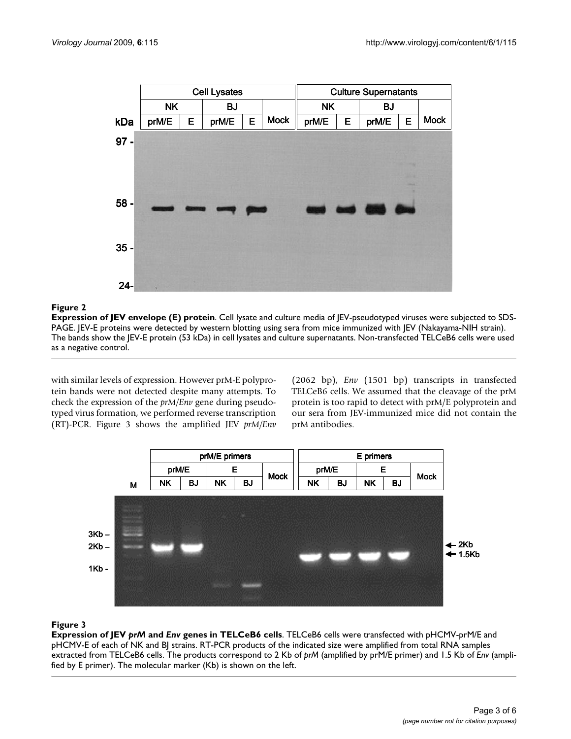**Figure 2**

**Expression of JEV envelope (E) protein**. Cell lysate and culture media of JEV-pseudotyped viruses were subjected to SDS-PAGE. JEV-E proteins were detected by western blotting using sera from mice immunized with JEV (Nakayama-NIH strain). The bands show the JEV-E protein (53 kDa) in cell lysates and culture supernatants. Non-transfected TELCeB6 cells were used as a negative control.

with similar levels of expression. However prM-E polyprotein bands were not detected despite many attempts. To check the expression of the *prM/Env* gene during pseudotyped virus formation, we performed reverse transcription (RT)-PCR. Figure 3 shows the amplified JEV *prM/Env* (2062 bp), *Env* (1501 bp) transcripts in transfected TELCeB6 cells. We assumed that the cleavage of the prM protein is too rapid to detect with prM/E polyprotein and our sera from JEV-immunized mice did not contain the prM antibodies.

**Figure 3**

**Expression of JEV *prM* and *Env* genes in TELCeB6 cells**. TELCeB6 cells were transfected with pHCMV-prM/E and pHCMV-E of each of NK and BJ strains. RT-PCR products of the indicated size were amplified from total RNA samples extracted from TELCeB6 cells. The products correspond to 2 Kb of *prM* (amplified by prM/E primer) and 1.5 Kb of *Env* (amplified by E primer). The molecular marker (Kb) is shown on the left.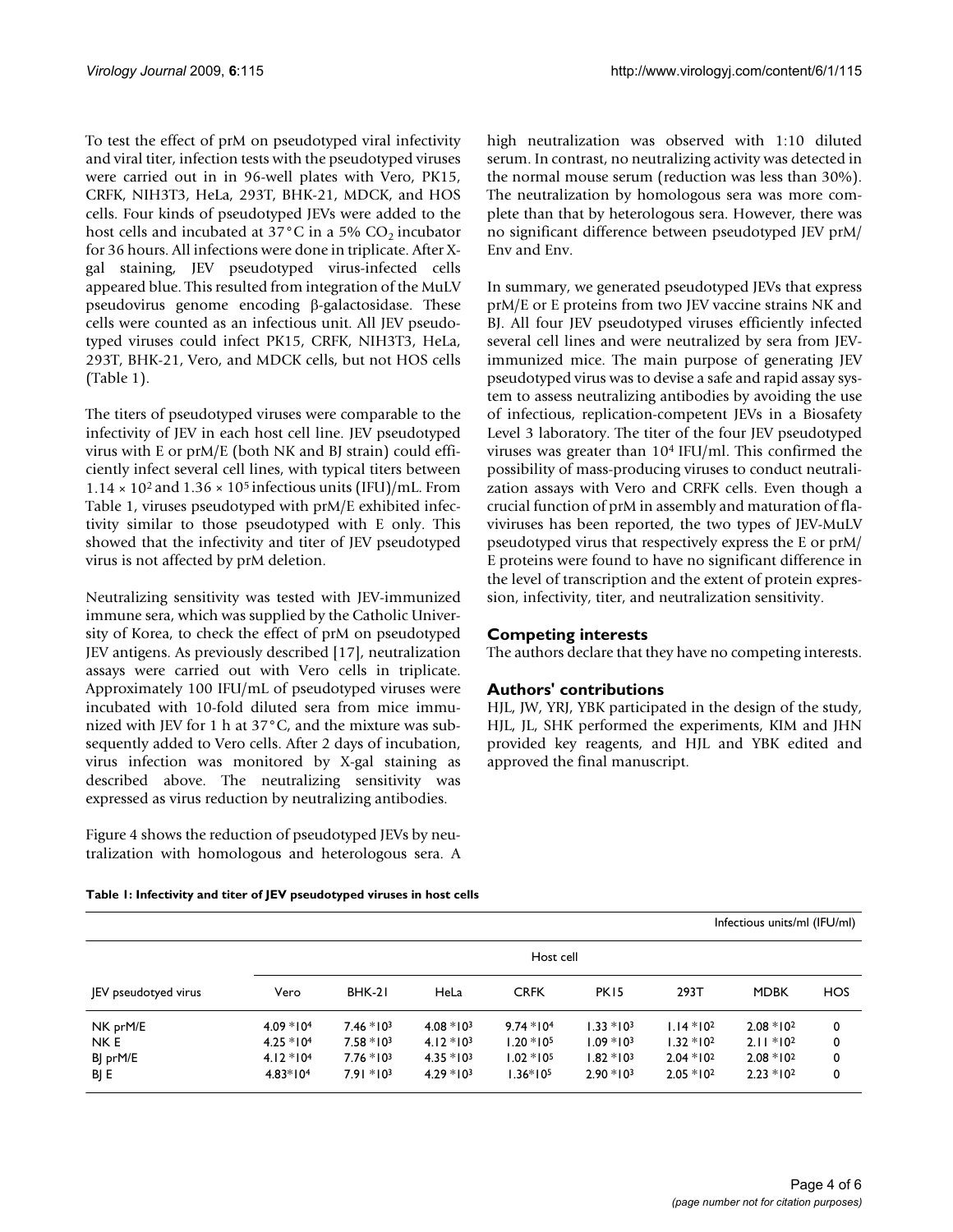To test the effect of prM on pseudotyped viral infectivity and viral titer, infection tests with the pseudotyped viruses were carried out in in 96-well plates with Vero, PK15, CRFK, NIH3T3, HeLa, 293T, BHK-21, MDCK, and HOS cells. Four kinds of pseudotyped JEVs were added to the host cells and incubated at 37°C in a 5% $CO_2$ incubator for 36 hours. All infections were done in triplicate. After X-gal staining, JEV pseudotyped virus-infected cells appeared blue. This resulted from integration of the MuLV pseudovirus genome encoding β-galactosidase. These cells were counted as an infectious unit. All JEV pseudotyped viruses could infect PK15, CRFK, NIH3T3, HeLa, 293T, BHK-21, Vero, and MDCK cells, but not HOS cells (Table 1).

The titers of pseudotyped viruses were comparable to the infectivity of JEV in each host cell line. JEV pseudotyped virus with E or prM/E (both NK and BJ strain) could efficiently infect several cell lines, with typical titers between $1.14 \times 10^2$ and $1.36 \times 10^5$ infectious units (IFU)/mL. From Table 1, viruses pseudotyped with prM/E exhibited infectivity similar to those pseudotyped with E only. This showed that the infectivity and titer of JEV pseudotyped virus is not affected by prM deletion.

Neutralizing sensitivity was tested with JEV-immunized immune sera, which was supplied by the Catholic University of Korea, to check the effect of prM on pseudotyped JEV antigens. As previously described [17], neutralization assays were carried out with Vero cells in triplicate. Approximately 100 IFU/mL of pseudotyped viruses were incubated with 10-fold diluted sera from mice immunized with JEV for 1 h at 37°C, and the mixture was subsequently added to Vero cells. After 2 days of incubation, virus infection was monitored by X-gal staining as described above. The neutralizing sensitivity was expressed as virus reduction by neutralizing antibodies.

Figure 4 shows the reduction of pseudotyped JEVs by neutralization with homologous and heterologous sera. A high neutralization was observed with 1:10 diluted serum. In contrast, no neutralizing activity was detected in the normal mouse serum (reduction was less than 30%). The neutralization by homologous sera was more complete than that by heterologous sera. However, there was no significant difference between pseudotyped JEV prM/Env and Env.

In summary, we generated pseudotyped JEVs that express prM/E or E proteins from two JEV vaccine strains NK and BJ. All four JEV pseudotyped viruses efficiently infected several cell lines and were neutralized by sera from JEV-immunized mice. The main purpose of generating JEV pseudotyped virus was to devise a safe and rapid assay system to assess neutralizing antibodies by avoiding the use of infectious, replication-competent JEVs in a Biosafety Level 3 laboratory. The titer of the four JEV pseudotyped viruses was greater than $10^4$ IFU/ml. This confirmed the possibility of mass-producing viruses to conduct neutralization assays with Vero and CRFK cells. Even though a crucial function of prM in assembly and maturation of flaviviruses has been reported, the two types of JEV-MuLV pseudotyped virus that respectively express the E or prM/E proteins were found to have no significant difference in the level of transcription and the extent of protein expression, infectivity, titer, and neutralization sensitivity.

## Competing interests

The authors declare that they have no competing interests.

## Authors' contributions

HJL, JW, YRJ, YBK participated in the design of the study, HJL, JL, SHK performed the experiments, KIM and JHN provided key reagents, and HJL and YBK edited and approved the final manuscript.

**Table 1: Infectivity and titer of JEV pseudotyped viruses in host cells**

Infectious units/ml (IFU/ml)

| JEV pseudotyped virus | Host cell | | | | | | | |
|---|---|---|---|---|---|---|---|---|
| | Vero | BHK-21 | HeLa | CRFK | PK15 | 293T | MDBK | HOS |
| NK prM/E | $4.09 \times 10^4$ | $7.46 \times 10^3$ | $4.08 \times 10^3$ | $9.74 \times 10^4$ | $1.33 \times 10^3$ | $1.14 \times 10^2$ | $2.08 \times 10^2$ | 0 |
| NK E | $4.25 \times 10^4$ | $7.58 \times 10^3$ | $4.12 \times 10^3$ | $1.20 \times 10^5$ | $1.09 \times 10^3$ | $1.32 \times 10^2$ | $2.11 \times 10^2$ | 0 |
| BJ prM/E | $4.12 \times 10^4$ | $7.76 \times 10^3$ | $4.35 \times 10^3$ | $1.02 \times 10^5$ | $1.82 \times 10^3$ | $2.04 \times 10^2$ | $2.08 \times 10^2$ | 0 |
| BJ E | $4.83 \times 10^4$ | $7.91 \times 10^3$ | $4.29 \times 10^3$ | $1.36 \times 10^5$ | $2.90 \times 10^3$ | $2.05 \times 10^2$ | $2.23 \times 10^2$ | 0 |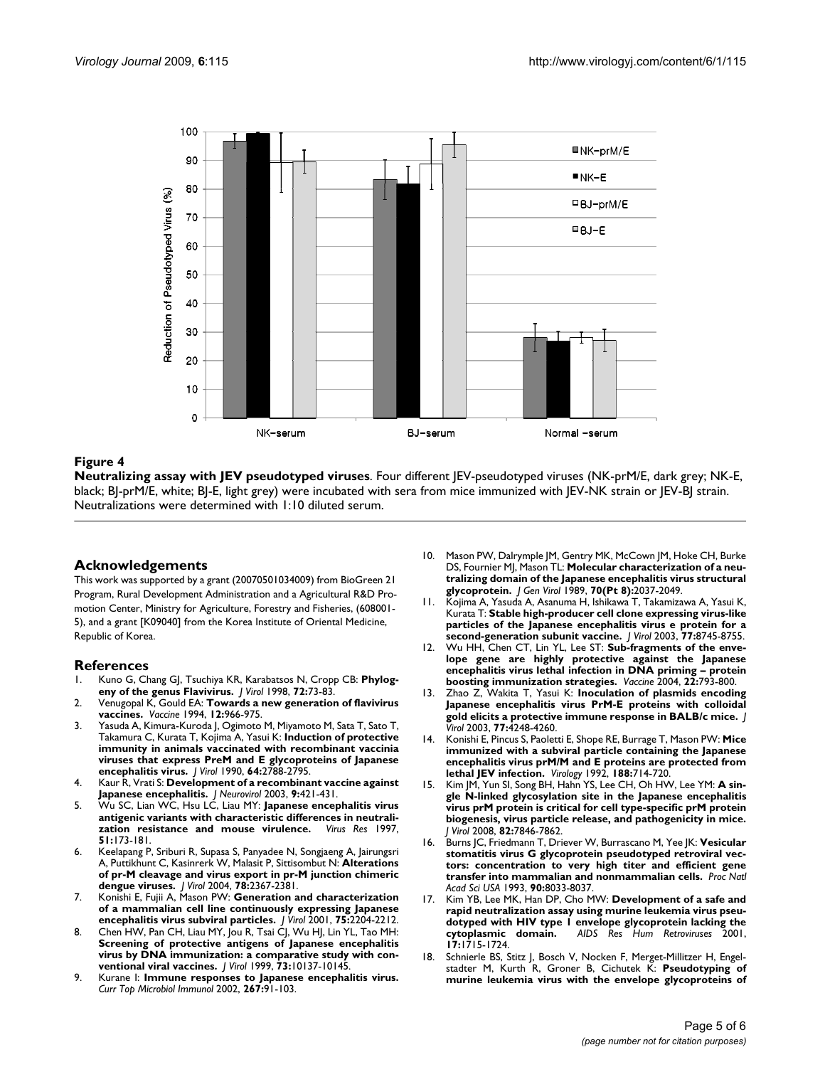**Figure 4**

**Neutralizing assay with JEV pseudotyped viruses**. Four different JEV-pseudotyped viruses (NK-prM/E, dark grey; NK-E, black; BJ-prM/E, white; BJ-E, light grey) were incubated with sera from mice immunized with JEV-NK strain or JEV-BJ strain. Neutralizations were determined with 1:10 diluted serum.

## Acknowledgements

This work was supported by a grant (20070501034009) from BioGreen 21 Program, Rural Development Administration and a Agricultural R&D Promotion Center, Ministry for Agriculture, Forestry and Fisheries, (608001-5), and a grant [K09040] from the Korea Institute of Oriental Medicine, Republic of Korea.

## References

1. Kuno G, Chang GJ, Tsuchiya KR, Karabatsos N, Cropp CB: **Phylogeny of the genus Flavivirus.** *J Virol* 1998, **72:**73-83.
2. Venugopal K, Gould EA: **Towards a new generation of flavivirus vaccines.** *Vaccine* 1994, **12:**966-975.
3. Yasuda A, Kimura-Kuroda J, Ogimoto M, Miyamoto M, Sata T, Sato T, Takamura C, Kurata T, Kojima A, Yasui K: **Induction of protective immunity in animals vaccinated with recombinant vaccinia viruses that express PreM and E glycoproteins of Japanese encephalitis virus.** *J Virol* 1990, **64:**2788-2795.
4. Kaur R, Vrati S: **Development of a recombinant vaccine against Japanese encephalitis.** *J Neurovirol* 2003, **9:**421-431.
5. Wu SC, Lian WC, Hsu LC, Liau MY: **Japanese encephalitis virus antigenic variants with characteristic differences in neutralization resistance and mouse virulence.** *Virus Res* 1997, **51:**173-181.
6. Keelapang P, Sriburi R, Supasa S, Panyadee N, Songjaeng A, Jairungsri A, Puttikhunt C, Kasinrerk W, Malasit P, Sittisombut N: **Alterations of pr-M cleavage and virus export in pr-M junction chimeric dengue viruses.** *J Virol* 2004, **78:**2367-2381.
7. Konishi E, Fujii A, Mason PW: **Generation and characterization of a mammalian cell line continuously expressing Japanese encephalitis virus subviral particles.** *J Virol* 2001, **75:**2204-2212.
8. Chen HW, Pan CH, Liau MY, Jou R, Tsai CJ, Wu HJ, Lin YL, Tao MH: **Screening of protective antigens of Japanese encephalitis virus by DNA immunization: a comparative study with conventional viral vaccines.** *J Virol* 1999, **73:**10137-10145.
9. Kurane I: **Immune responses to Japanese encephalitis virus.** *Curr Top Microbiol Immunol* 2002, **267:**91-103.
10. Mason PW, Dalrymple JM, Gentry MK, McCown JM, Hoke CH, Burke DS, Fournier MJ, Mason TL: **Molecular characterization of a neutralizing domain of the Japanese encephalitis virus structural glycoprotein.** *J Gen Virol* 1989, **70(Pt 8):**2037-2049.
11. Kojima A, Yasuda A, Asanuma H, Ishikawa T, Takamizawa A, Yasui K, Kurata T: **Stable high-producer cell clone expressing virus-like particles of the Japanese encephalitis virus e protein for a second-generation subunit vaccine.** *J Virol* 2003, **77:**8745-8755.
12. Wu HH, Chen CT, Lin YL, Lee ST: **Sub-fragments of the envelope gene are highly protective against the Japanese encephalitis virus lethal infection in DNA priming – protein boosting immunization strategies.** *Vaccine* 2004, **22:**793-800.
13. Zhao Z, Wakita T, Yasui K: **Inoculation of plasmids encoding Japanese encephalitis virus PrM-E proteins with colloidal gold elicits a protective immune response in BALB/c mice.** *J Virol* 2003, **77:**4248-4260.
14. Konishi E, Pincus S, Paoletti E, Shope RE, Burrage T, Mason PW: **Mice immunized with a subviral particle containing the Japanese encephalitis virus prM/M and E proteins are protected from lethal JEV infection.** *Virology* 1992, **188:**714-720.
15. Kim JM, Yun SI, Song BH, Hahn YS, Lee CH, Oh HW, Lee YM: **A single N-linked glycosylation site in the Japanese encephalitis virus prM protein is critical for cell type-specific prM protein biogenesis, virus particle release, and pathogenicity in mice.** *J Virol* 2008, **82:**7846-7862.
16. Burns JC, Friedmann T, Driever W, Burrascano M, Yee JK: **Vesicular stomatitis virus G glycoprotein pseudotyped retroviral vectors: concentration to very high titer and efficient gene transfer into mammalian and nonmammalian cells.** *Proc Natl Acad Sci USA* 1993, **90:**8033-8037.
17. Kim YB, Lee MK, Han DP, Cho MW: **Development of a safe and rapid neutralization assay using murine leukemia virus pseudotyped with HIV type 1 envelope glycoprotein lacking the cytoplasmic domain.** *AIDS Res Hum Retroviruses* 2001, **17:**1715-1724.
18. Schnierle BS, Stitz J, Bosch V, Nocken F, Merget-Millitzer H, Engelstadter M, Kurth R, Groner B, Cichutek K: **Pseudotyping of murine leukemia virus with the envelope glycoproteins of**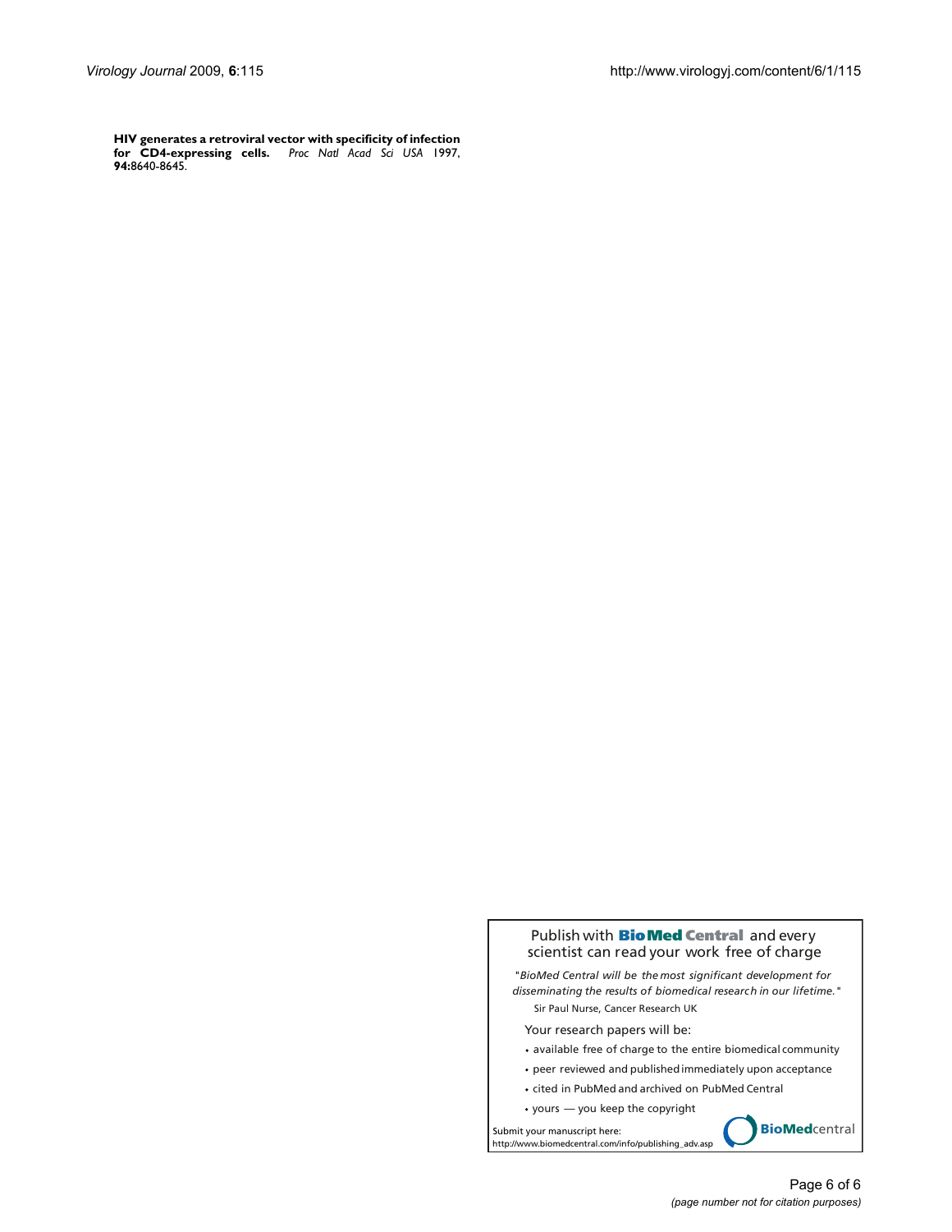**HIV generates a retroviral vector with specificity of infection for CD4-expressing cells.** *Proc Natl Acad Sci USA* 1997, **94:**8640-8645.

Publish with **BioMed Central** and every scientist can read your work free of charge

"*BioMed Central will be the most significant development for disseminating the results of biomedical research in our lifetime.*"

Sir Paul Nurse, Cancer Research UK

Your research papers will be:

- available free of charge to the entire biomedical community
- peer reviewed and published immediately upon acceptance
- cited in PubMed and archived on PubMed Central
- yours — you keep the copyright

Submit your manuscript here:
http://www.biomedcentral.com/info/publishing_adv.asp

**BioMed**central